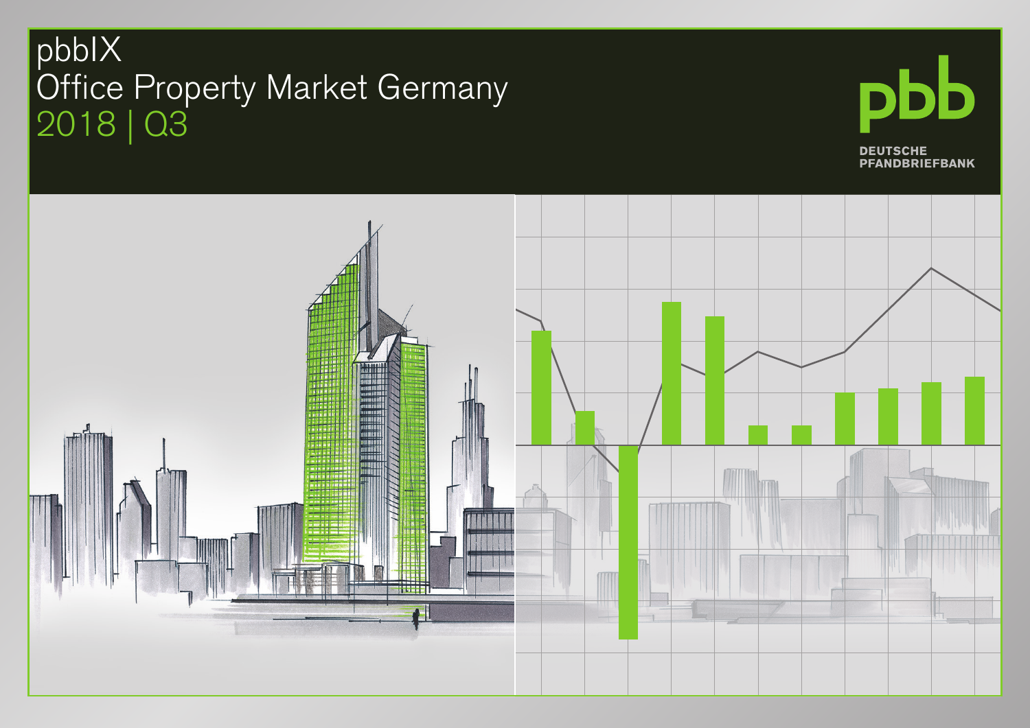# pbbIX
# Office Property Market Germany
## 2018 | Q3

pbb

DEUTSCHE PFANDBRIEFBANK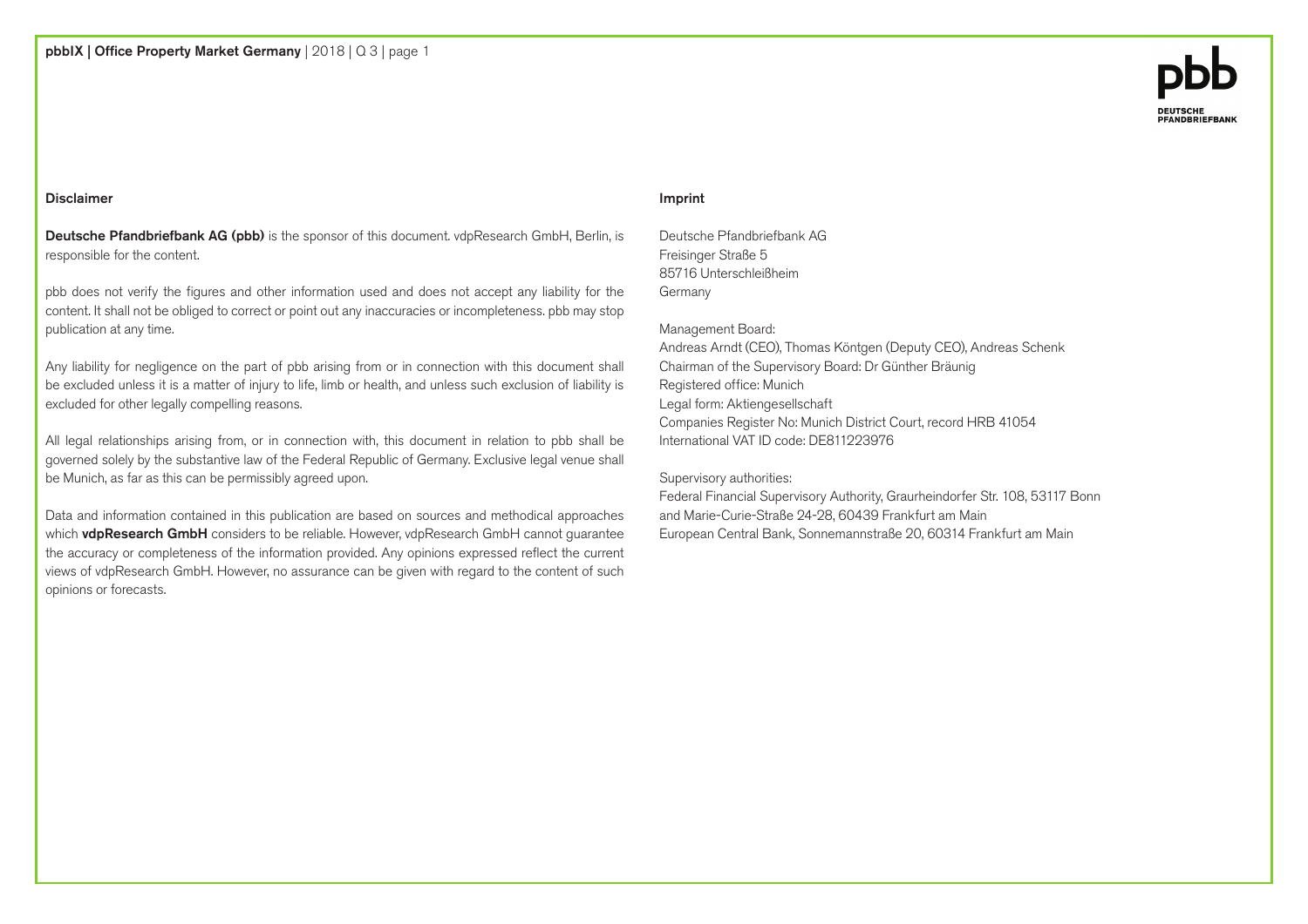## Disclaimer

**Deutsche Pfandbriefbank AG (pbb)** is the sponsor of this document. vdpResearch GmbH, Berlin, is responsible for the content.

pbb does not verify the figures and other information used and does not accept any liability for the content. It shall not be obliged to correct or point out any inaccuracies or incompleteness. pbb may stop publication at any time.

Any liability for negligence on the part of pbb arising from or in connection with this document shall be excluded unless it is a matter of injury to life, limb or health, and unless such exclusion of liability is excluded for other legally compelling reasons.

All legal relationships arising from, or in connection with, this document in relation to pbb shall be governed solely by the substantive law of the Federal Republic of Germany. Exclusive legal venue shall be Munich, as far as this can be permissibly agreed upon.

Data and information contained in this publication are based on sources and methodical approaches which **vdpResearch GmbH** considers to be reliable. However, vdpResearch GmbH cannot guarantee the accuracy or completeness of the information provided. Any opinions expressed reflect the current views of vdpResearch GmbH. However, no assurance can be given with regard to the content of such opinions or forecasts.

## Imprint

Deutsche Pfandbriefbank AG
Freisinger Straße 5
85716 Unterschleißheim
Germany

Management Board:
Andreas Arndt (CEO), Thomas Köntgen (Deputy CEO), Andreas Schenk
Chairman of the Supervisory Board: Dr Günther Bräunig
Registered office: Munich
Legal form: Aktiengesellschaft
Companies Register No: Munich District Court, record HRB 41054
International VAT ID code: DE811223976

Supervisory authorities:
Federal Financial Supervisory Authority, Graurheindorfer Str. 108, 53117 Bonn
and Marie-Curie-Straße 24-28, 60439 Frankfurt am Main
European Central Bank, Sonnemannstraße 20, 60314 Frankfurt am Main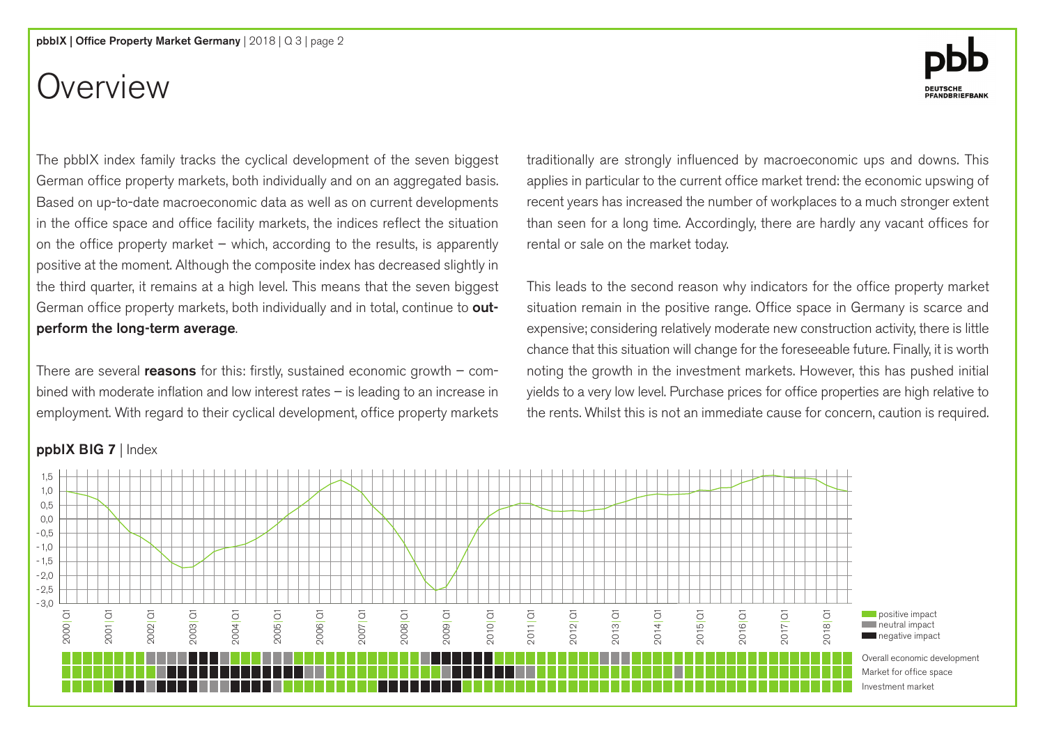# Overview

The pbbIX index family tracks the cyclical development of the seven biggest German office property markets, both individually and on an aggregated basis. Based on up-to-date macroeconomic data as well as on current developments in the office space and office facility markets, the indices reflect the situation on the office property market – which, according to the results, is apparently positive at the moment. Although the composite index has decreased slightly in the third quarter, it remains at a high level. This means that the seven biggest German office property markets, both individually and in total, continue to **outperform the long-term average**.

There are several **reasons** for this: firstly, sustained economic growth – combined with moderate inflation and low interest rates – is leading to an increase in employment. With regard to their cyclical development, office property markets traditionally are strongly influenced by macroeconomic ups and downs. This applies in particular to the current office market trend: the economic upswing of recent years has increased the number of workplaces to a much stronger extent than seen for a long time. Accordingly, there are hardly any vacant offices for rental or sale on the market today.

This leads to the second reason why indicators for the office property market situation remain in the positive range. Office space in Germany is scarce and expensive; considering relatively moderate new construction activity, there is little chance that this situation will change for the foreseeable future. Finally, it is worth noting the growth in the investment markets. However, this has pushed initial yields to a very low level. Purchase prices for office properties are high relative to the rents. Whilst this is not an immediate cause for concern, caution is required.

**ppbIX BIG 7** | Index

Y-axis: 1,5; 1,0; 0,5; 0,0; -0,5; -1,0; -1,5; -2,0; -2,5; -3,0

X-axis: 2000|Q1; 2001|Q1; 2002|Q1; 2003|Q1; 2004|Q1; 2005|Q1; 2006|Q1; 2007|Q1; 2008|Q1; 2009|Q1; 2010|Q1; 2011|Q1; 2012|Q1; 2013|Q1; 2014|Q1; 2015|Q1; 2016|Q1; 2017|Q1; 2018|Q1

Legend: positive impact; neutral impact; negative impact

Overall economic development
Market for office space
Investment market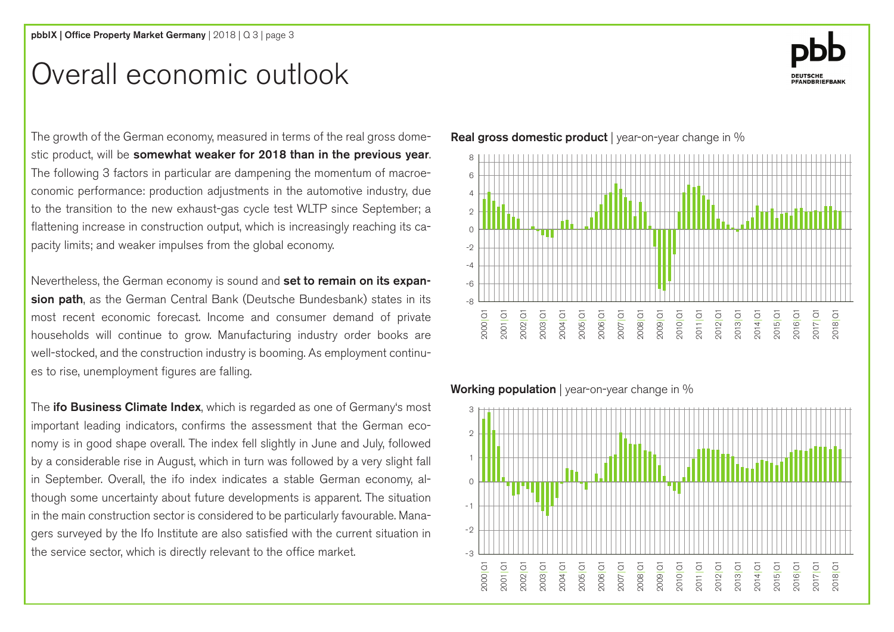# Overall economic outlook

The growth of the German economy, measured in terms of the real gross domestic product, will be **somewhat weaker for 2018 than in the previous year**. The following 3 factors in particular are dampening the momentum of macroeconomic performance: production adjustments in the automotive industry, due to the transition to the new exhaust-gas cycle test WLTP since September; a flattening increase in construction output, which is increasingly reaching its capacity limits; and weaker impulses from the global economy.

Nevertheless, the German economy is sound and **set to remain on its expansion path**, as the German Central Bank (Deutsche Bundesbank) states in its most recent economic forecast. Income and consumer demand of private households will continue to grow. Manufacturing industry order books are well-stocked, and the construction industry is booming. As employment continues to rise, unemployment figures are falling.

The **ifo Business Climate Index**, which is regarded as one of Germany's most important leading indicators, confirms the assessment that the German economy is in good shape overall. The index fell slightly in June and July, followed by a considerable rise in August, which in turn was followed by a very slight fall in September. Overall, the ifo index indicates a stable German economy, although some uncertainty about future developments is apparent. The situation in the main construction sector is considered to be particularly favourable. Managers surveyed by the Ifo Institute are also satisfied with the current situation in the service sector, which is directly relevant to the office market.

**Real gross domestic product** | year-on-year change in %

**Working population** | year-on-year change in %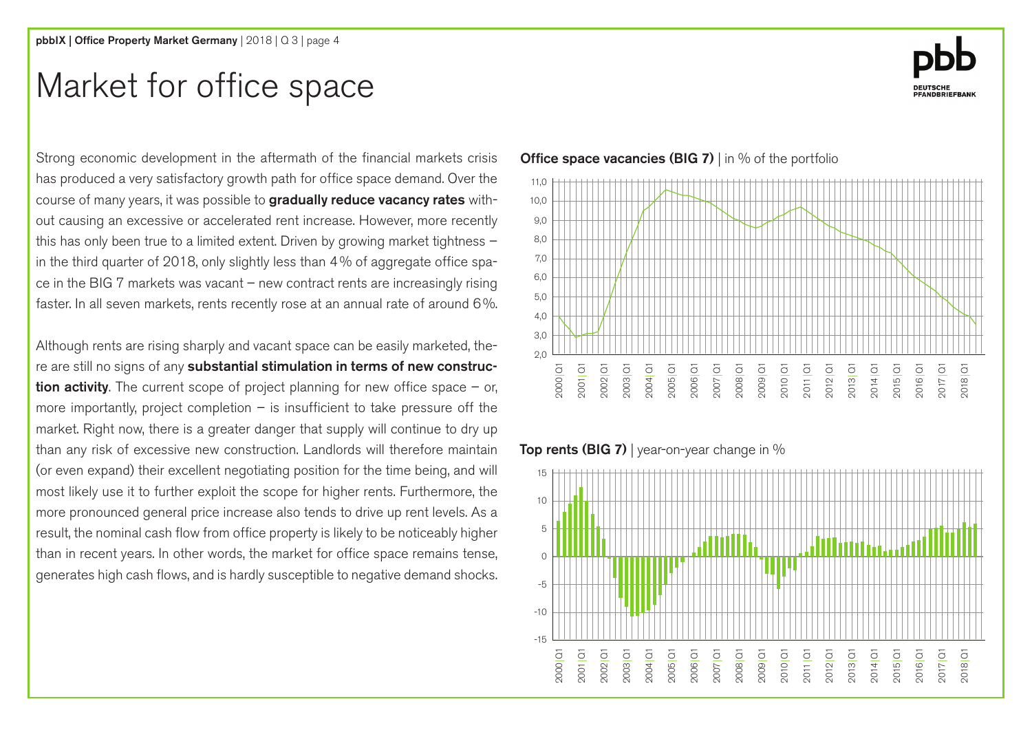# Market for office space

Strong economic development in the aftermath of the financial markets crisis has produced a very satisfactory growth path for office space demand. Over the course of many years, it was possible to **gradually reduce vacancy rates** without causing an excessive or accelerated rent increase. However, more recently this has only been true to a limited extent. Driven by growing market tightness – in the third quarter of 2018, only slightly less than 4% of aggregate office space in the BIG 7 markets was vacant – new contract rents are increasingly rising faster. In all seven markets, rents recently rose at an annual rate of around 6%.

Although rents are rising sharply and vacant space can be easily marketed, there are still no signs of any **substantial stimulation in terms of new construction activity**. The current scope of project planning for new office space – or, more importantly, project completion – is insufficient to take pressure off the market. Right now, there is a greater danger that supply will continue to dry up than any risk of excessive new construction. Landlords will therefore maintain (or even expand) their excellent negotiating position for the time being, and will most likely use it to further exploit the scope for higher rents. Furthermore, the more pronounced general price increase also tends to drive up rent levels. As a result, the nominal cash flow from office property is likely to be noticeably higher than in recent years. In other words, the market for office space remains tense, generates high cash flows, and is hardly susceptible to negative demand shocks.

**Office space vacancies (BIG 7)** | in % of the portfolio

**Top rents (BIG 7)** | year-on-year change in %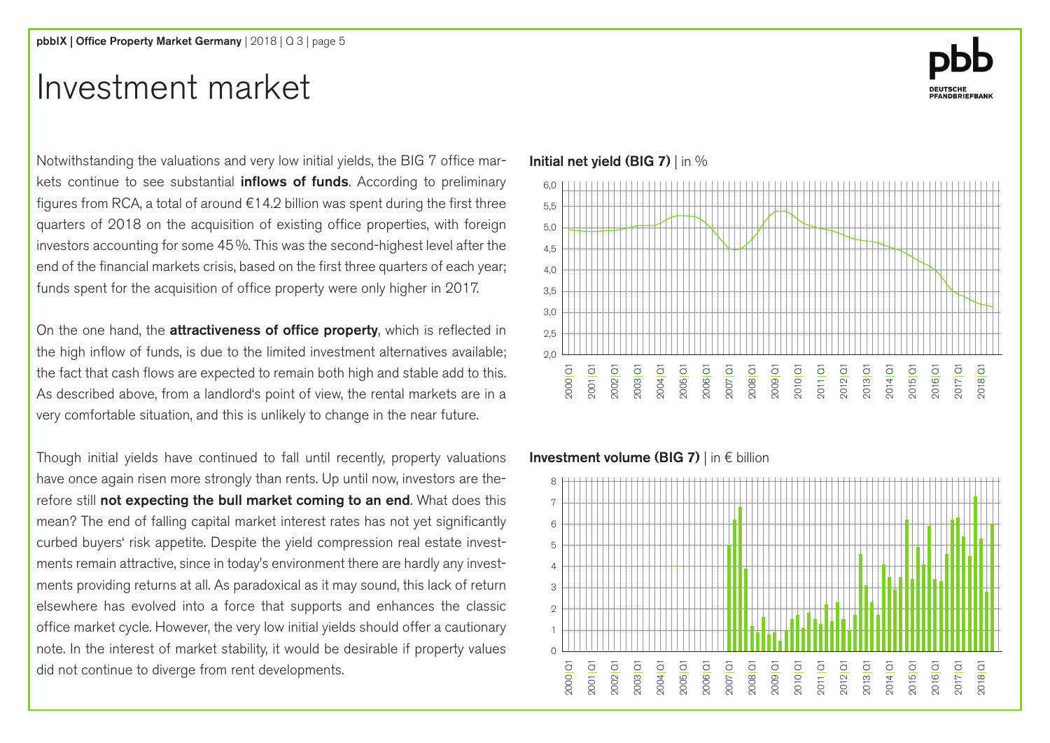# Investment market

Notwithstanding the valuations and very low initial yields, the BIG 7 office markets continue to see substantial **inflows of funds**. According to preliminary figures from RCA, a total of around €14.2 billion was spent during the first three quarters of 2018 on the acquisition of existing office properties, with foreign investors accounting for some 45%. This was the second-highest level after the end of the financial markets crisis, based on the first three quarters of each year; funds spent for the acquisition of office property were only higher in 2017.

On the one hand, the **attractiveness of office property**, which is reflected in the high inflow of funds, is due to the limited investment alternatives available; the fact that cash flows are expected to remain both high and stable add to this. As described above, from a landlord's point of view, the rental markets are in a very comfortable situation, and this is unlikely to change in the near future.

Though initial yields have continued to fall until recently, property valuations have once again risen more strongly than rents. Up until now, investors are therefore still **not expecting the bull market coming to an end**. What does this mean? The end of falling capital market interest rates has not yet significantly curbed buyers' risk appetite. Despite the yield compression real estate investments remain attractive, since in today's environment there are hardly any investments providing returns at all. As paradoxical as it may sound, this lack of return elsewhere has evolved into a force that supports and enhances the classic office market cycle. However, the very low initial yields should offer a cautionary note. In the interest of market stability, it would be desirable if property values did not continue to diverge from rent developments.

**Initial net yield (BIG 7)** | in %

**Investment volume (BIG 7)** | in € billion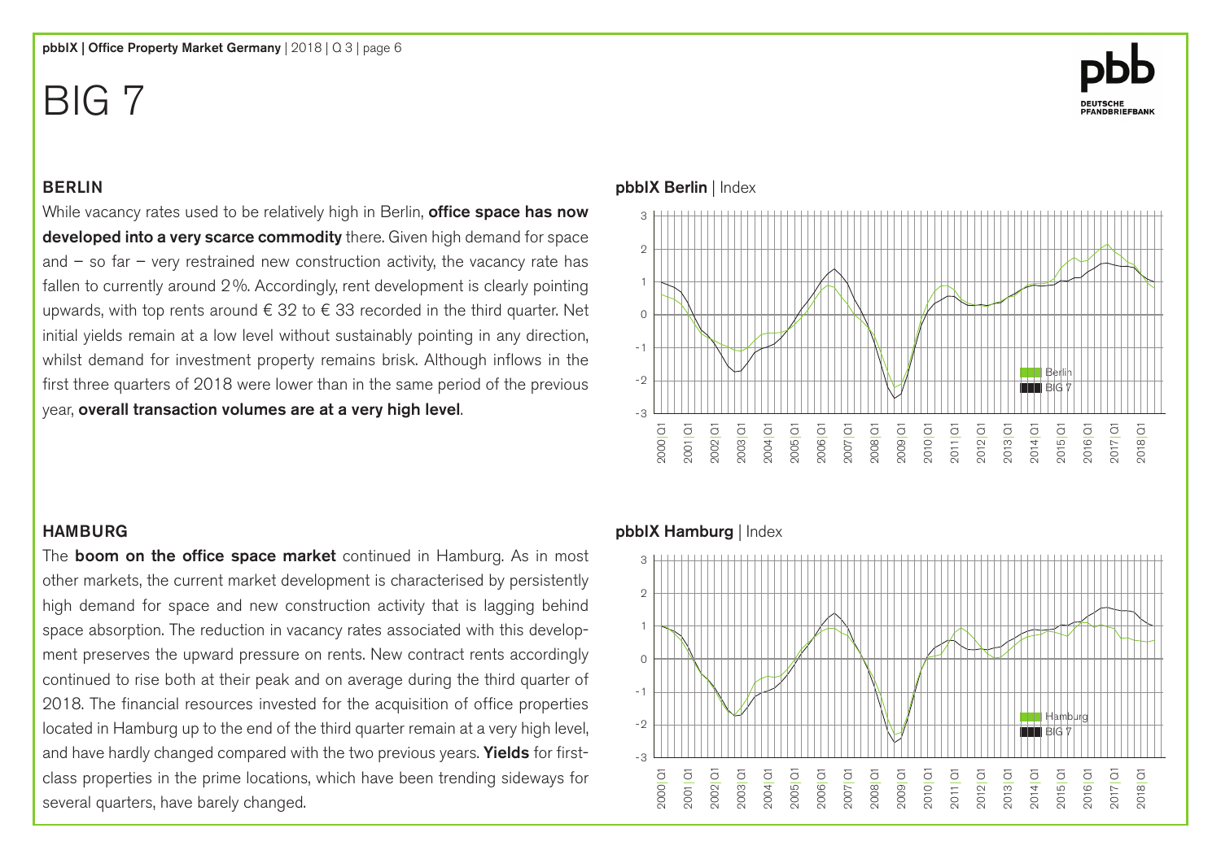# BIG 7

## BERLIN

While vacancy rates used to be relatively high in Berlin, **office space has now developed into a very scarce commodity** there. Given high demand for space and – so far – very restrained new construction activity, the vacancy rate has fallen to currently around 2 %. Accordingly, rent development is clearly pointing upwards, with top rents around € 32 to € 33 recorded in the third quarter. Net initial yields remain at a low level without sustainably pointing in any direction, whilst demand for investment property remains brisk. Although inflows in the first three quarters of 2018 were lower than in the same period of the previous year, **overall transaction volumes are at a very high level**.

**pbbIX Berlin** | Index

## HAMBURG

The **boom on the office space market** continued in Hamburg. As in most other markets, the current market development is characterised by persistently high demand for space and new construction activity that is lagging behind space absorption. The reduction in vacancy rates associated with this development preserves the upward pressure on rents. New contract rents accordingly continued to rise both at their peak and on average during the third quarter of 2018. The financial resources invested for the acquisition of office properties located in Hamburg up to the end of the third quarter remain at a very high level, and have hardly changed compared with the two previous years. **Yields** for first-class properties in the prime locations, which have been trending sideways for several quarters, have barely changed.

**pbbIX Hamburg** | Index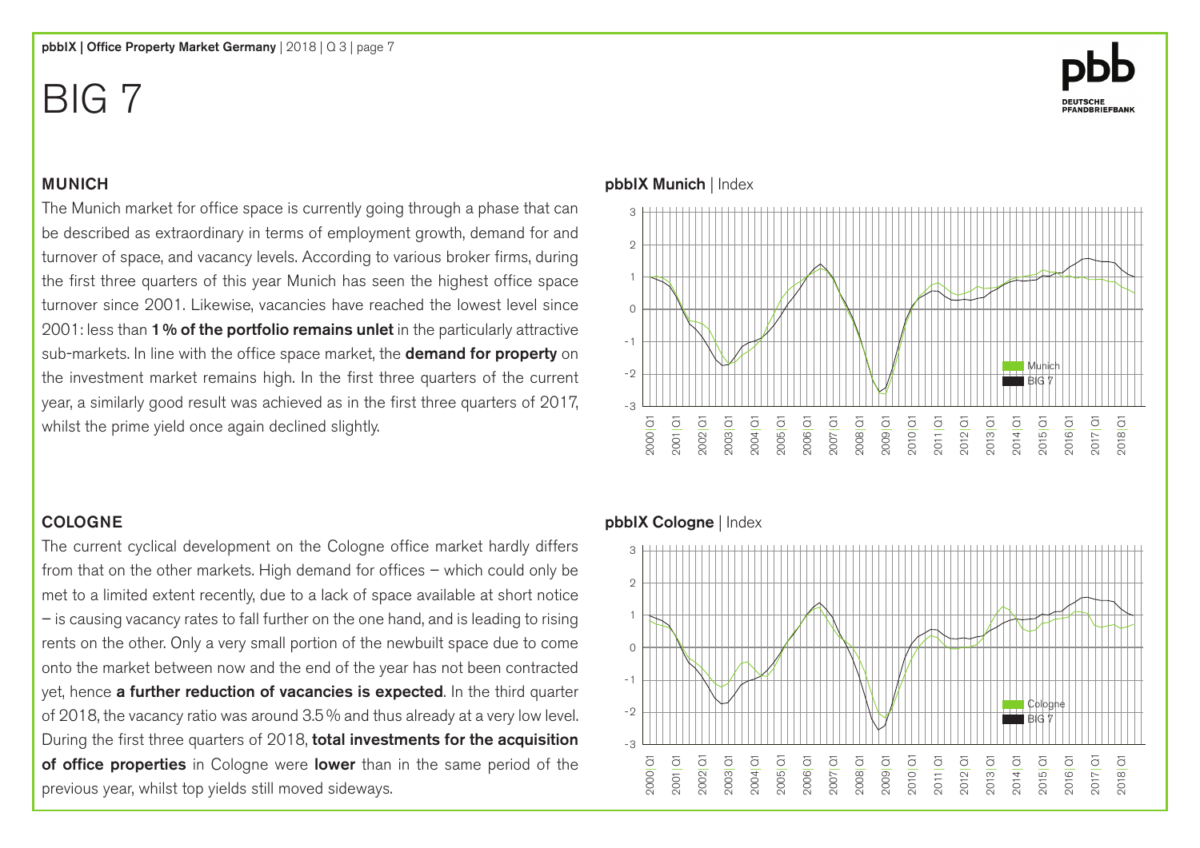# BIG 7

## MUNICH

The Munich market for office space is currently going through a phase that can be described as extraordinary in terms of employment growth, demand for and turnover of space, and vacancy levels. According to various broker firms, during the first three quarters of this year Munich has seen the highest office space turnover since 2001. Likewise, vacancies have reached the lowest level since 2001: less than **1 % of the portfolio remains unlet** in the particularly attractive sub-markets. In line with the office space market, the **demand for property** on the investment market remains high. In the first three quarters of the current year, a similarly good result was achieved as in the first three quarters of 2017, whilst the prime yield once again declined slightly.

**pbbIX Munich** | Index

## COLOGNE

The current cyclical development on the Cologne office market hardly differs from that on the other markets. High demand for offices – which could only be met to a limited extent recently, due to a lack of space available at short notice – is causing vacancy rates to fall further on the one hand, and is leading to rising rents on the other. Only a very small portion of the newbuilt space due to come onto the market between now and the end of the year has not been contracted yet, hence **a further reduction of vacancies is expected**. In the third quarter of 2018, the vacancy ratio was around 3.5 % and thus already at a very low level. During the first three quarters of 2018, **total investments for the acquisition of office properties** in Cologne were **lower** than in the same period of the previous year, whilst top yields still moved sideways.

**pbbIX Cologne** | Index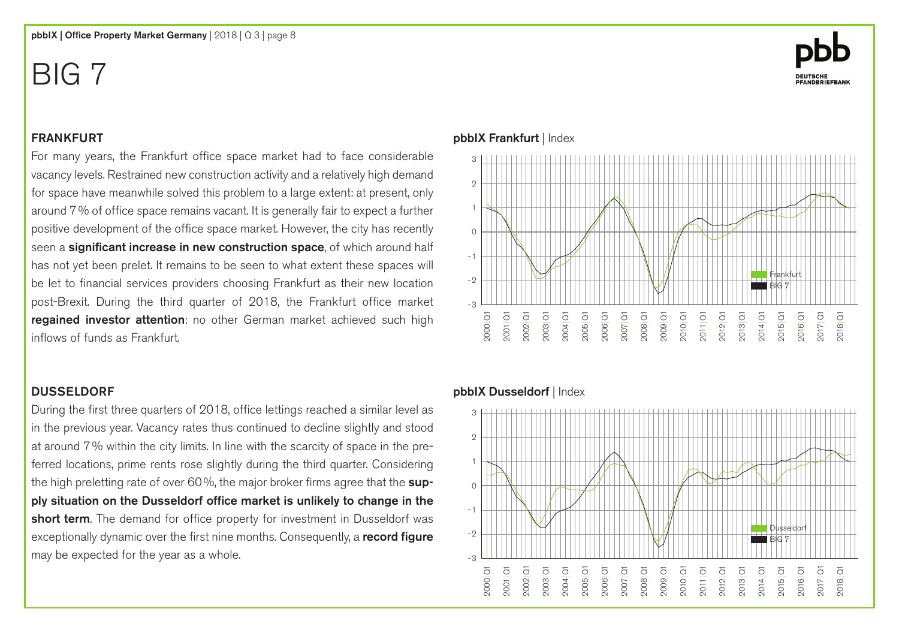# BIG 7

## FRANKFURT

For many years, the Frankfurt office space market had to face considerable vacancy levels. Restrained new construction activity and a relatively high demand for space have meanwhile solved this problem to a large extent: at present, only around 7 % of office space remains vacant. It is generally fair to expect a further positive development of the office space market. However, the city has recently seen a **significant increase in new construction space**, of which around half has not yet been prelet. It remains to be seen to what extent these spaces will be let to financial services providers choosing Frankfurt as their new location post-Brexit. During the third quarter of 2018, the Frankfurt office market **regained investor attention**: no other German market achieved such high inflows of funds as Frankfurt.

**pbbIX Frankfurt** | Index

## DUSSELDORF

During the first three quarters of 2018, office lettings reached a similar level as in the previous year. Vacancy rates thus continued to decline slightly and stood at around 7 % within the city limits. In line with the scarcity of space in the preferred locations, prime rents rose slightly during the third quarter. Considering the high preletting rate of over 60 %, the major broker firms agree that the **supply situation on the Dusseldorf office market is unlikely to change in the short term**. The demand for office property for investment in Dusseldorf was exceptionally dynamic over the first nine months. Consequently, a **record figure** may be expected for the year as a whole.

**pbbIX Dusseldorf** | Index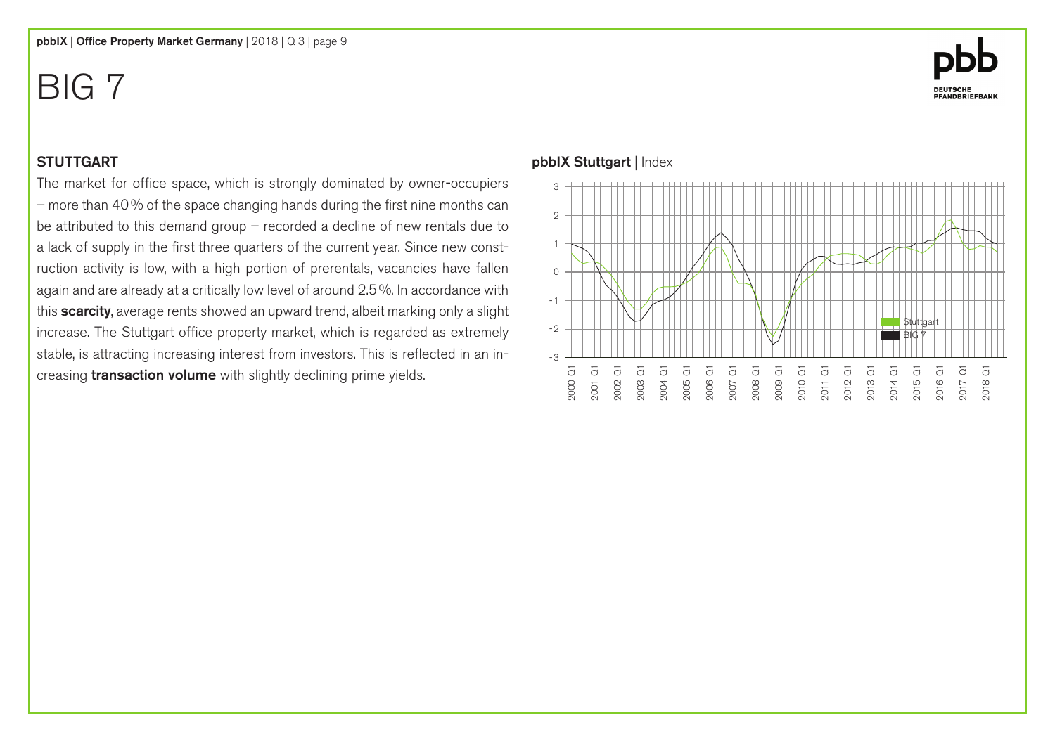# BIG 7

## STUTTGART

The market for office space, which is strongly dominated by owner-occupiers – more than 40 % of the space changing hands during the first nine months can be attributed to this demand group – recorded a decline of new rentals due to a lack of supply in the first three quarters of the current year. Since new construction activity is low, with a high portion of prerentals, vacancies have fallen again and are already at a critically low level of around 2.5 %. In accordance with this **scarcity**, average rents showed an upward trend, albeit marking only a slight increase. The Stuttgart office property market, which is regarded as extremely stable, is attracting increasing interest from investors. This is reflected in an increasing **transaction volume** with slightly declining prime yields.

**pbbIX Stuttgart** | Index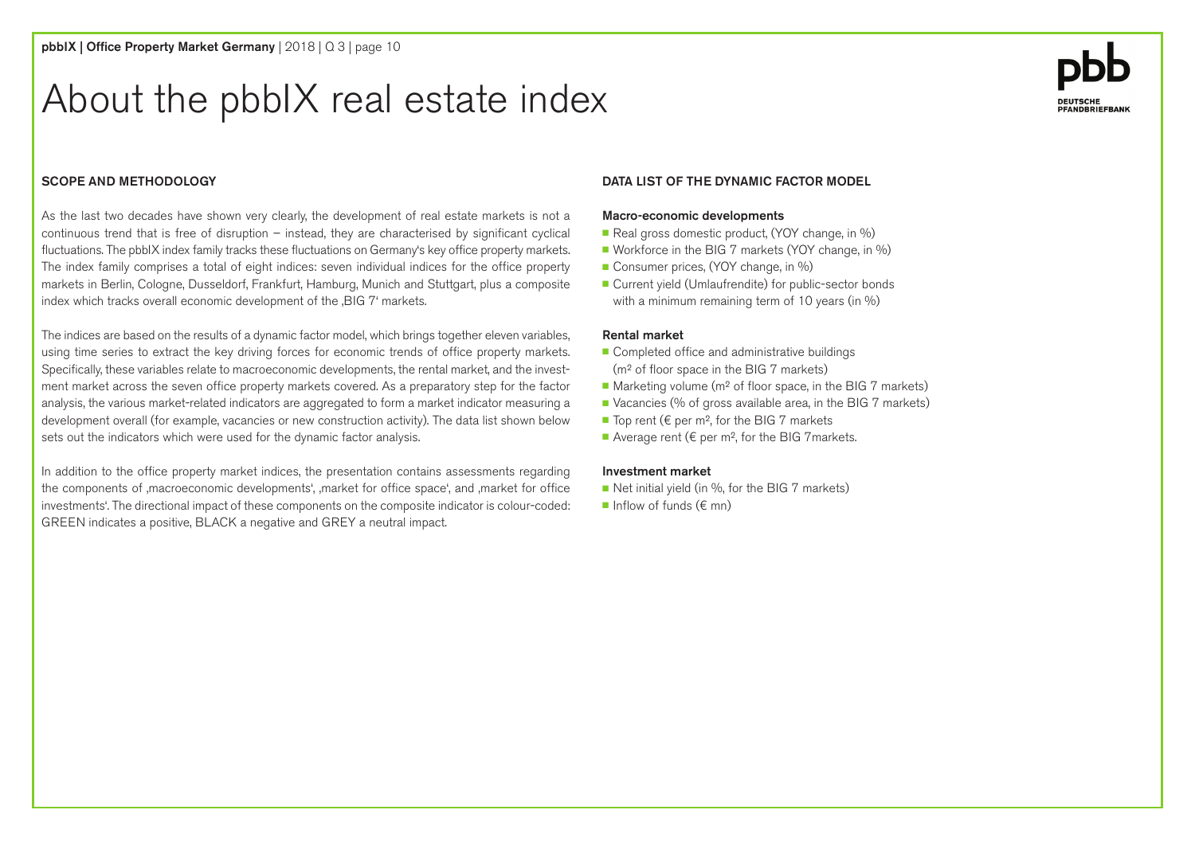# About the pbbIX real estate index

## SCOPE AND METHODOLOGY

As the last two decades have shown very clearly, the development of real estate markets is not a continuous trend that is free of disruption – instead, they are characterised by significant cyclical fluctuations. The pbbIX index family tracks these fluctuations on Germany's key office property markets. The index family comprises a total of eight indices: seven individual indices for the office property markets in Berlin, Cologne, Dusseldorf, Frankfurt, Hamburg, Munich and Stuttgart, plus a composite index which tracks overall economic development of the ‚BIG 7' markets.

The indices are based on the results of a dynamic factor model, which brings together eleven variables, using time series to extract the key driving forces for economic trends of office property markets. Specifically, these variables relate to macroeconomic developments, the rental market, and the investment market across the seven office property markets covered. As a preparatory step for the factor analysis, the various market-related indicators are aggregated to form a market indicator measuring a development overall (for example, vacancies or new construction activity). The data list shown below sets out the indicators which were used for the dynamic factor analysis.

In addition to the office property market indices, the presentation contains assessments regarding the components of ‚macroeconomic developments', ‚market for office space', and ‚market for office investments'. The directional impact of these components on the composite indicator is colour-coded: GREEN indicates a positive, BLACK a negative and GREY a neutral impact.

## DATA LIST OF THE DYNAMIC FACTOR MODEL

### Macro-economic developments

- Real gross domestic product, (YOY change, in %)
- Workforce in the BIG 7 markets (YOY change, in %)
- Consumer prices, (YOY change, in %)
- Current yield (Umlaufrendite) for public-sector bonds with a minimum remaining term of 10 years (in %)

### Rental market

- Completed office and administrative buildings ($m^2$ of floor space in the BIG 7 markets)
- Marketing volume ($m^2$ of floor space, in the BIG 7 markets)
- Vacancies (% of gross available area, in the BIG 7 markets)
- Top rent (€ per $m^2$, for the BIG 7 markets
- Average rent (€ per $m^2$, for the BIG 7markets.

### Investment market

- Net initial yield (in %, for the BIG 7 markets)
- Inflow of funds (€ mn)